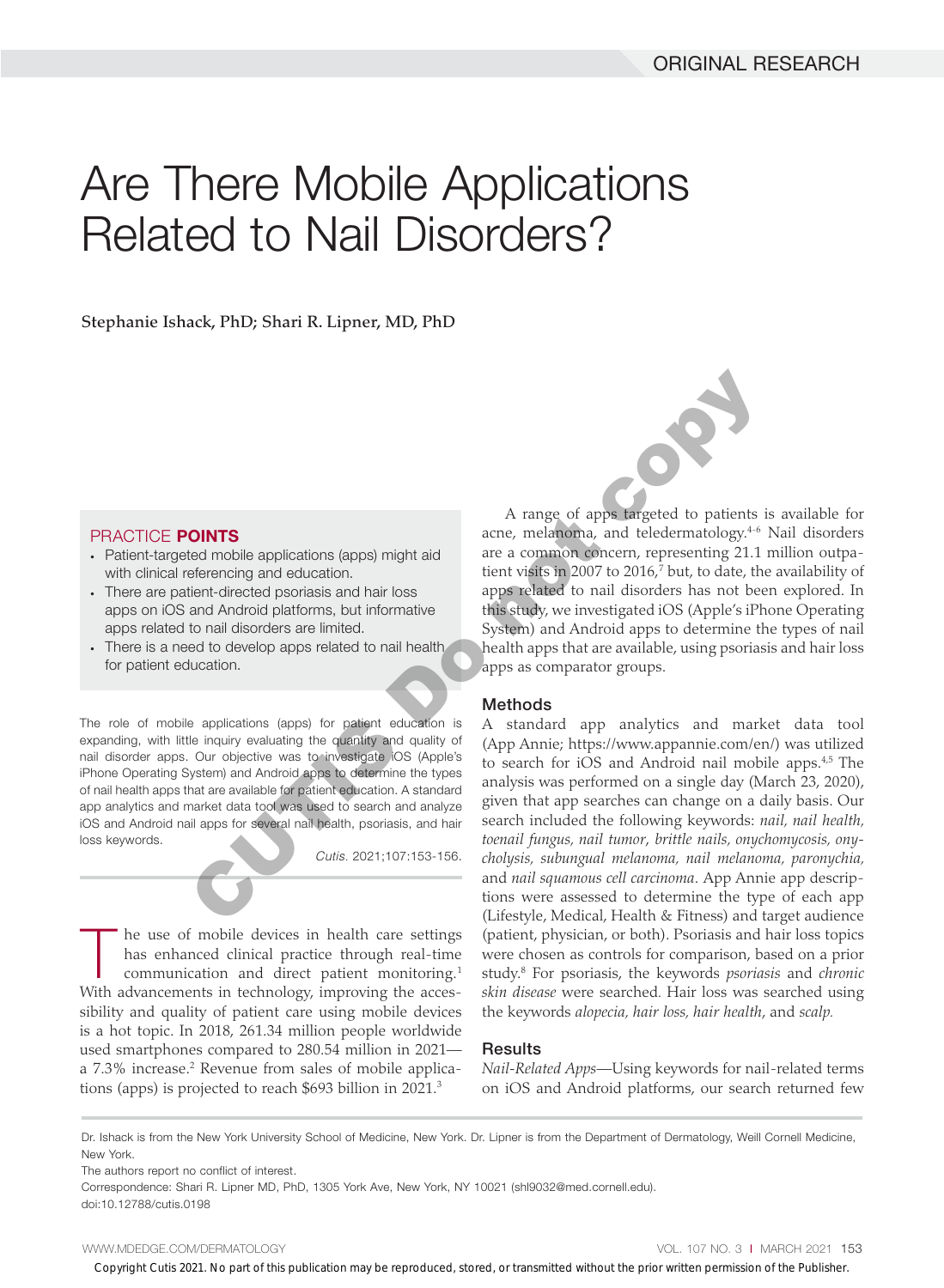ORIGINAL RESEARCH

# Are There Mobile Applications Related to Nail Disorders?

**Stephanie Ishack, PhD; Shari R. Lipner, MD, PhD**

### PRACTICE **POINTS**

- Patient-targeted mobile applications (apps) might aid with clinical referencing and education.
- There are patient-directed psoriasis and hair loss apps on iOS and Android platforms, but informative apps related to nail disorders are limited.
- There is a need to develop apps related to nail health for patient education.

The role of mobile applications (apps) for patient education is expanding, with little inquiry evaluating the quantity and quality of nail disorder apps. Our objective was to investigate iOS (Apple's iPhone Operating System) and Android apps to determine the types of nail health apps that are available for patient education. A standard app analytics and market data tool was used to search and analyze iOS and Android nail apps for several nail health, psoriasis, and hair loss keywords.

*Cutis.* 2021;107:153-156.

The use of mobile devices in health care settings has enhanced clinical practice through real-time communication and direct patient monitoring.[1] With advancements in technology, improving the accessibility and quality of patient care using mobile devices is a hot topic. In 2018, 261.34 million people worldwide used smartphones compared to 280.54 million in 2021—a 7.3% increase.[2] Revenue from sales of mobile applications (apps) is projected to reach $693 billion in 2021.[3]

A range of apps targeted to patients is available for acne, melanoma, and teledermatology.[4-6] Nail disorders are a common concern, representing 21.1 million outpatient visits in 2007 to 2016,[7] but, to date, the availability of apps related to nail disorders has not been explored. In this study, we investigated iOS (Apple's iPhone Operating System) and Android apps to determine the types of nail health apps that are available, using psoriasis and hair loss apps as comparator groups.

## Methods

A standard app analytics and market data tool (App Annie; https://www.appannie.com/en/) was utilized to search for iOS and Android nail mobile apps.[4,5] The analysis was performed on a single day (March 23, 2020), given that app searches can change on a daily basis. Our search included the following keywords: *nail, nail health, toenail fungus, nail tumor, brittle nails, onychomycosis, onycholysis, subungual melanoma, nail melanoma, paronychia,* and *nail squamous cell carcinoma*. App Annie app descriptions were assessed to determine the type of each app (Lifestyle, Medical, Health & Fitness) and target audience (patient, physician, or both). Psoriasis and hair loss topics were chosen as controls for comparison, based on a prior study.[8] For psoriasis, the keywords *psoriasis* and *chronic skin disease* were searched. Hair loss was searched using the keywords *alopecia, hair loss, hair health,* and *scalp.*

## Results

*Nail-Related Apps*—Using keywords for nail-related terms on iOS and Android platforms, our search returned few

Dr. Ishack is from the New York University School of Medicine, New York. Dr. Lipner is from the Department of Dermatology, Weill Cornell Medicine, New York.

The authors report no conflict of interest.

Correspondence: Shari R. Lipner MD, PhD, 1305 York Ave, New York, NY 10021 (shl9032@med.cornell.edu).

doi:10.12788/cutis.0198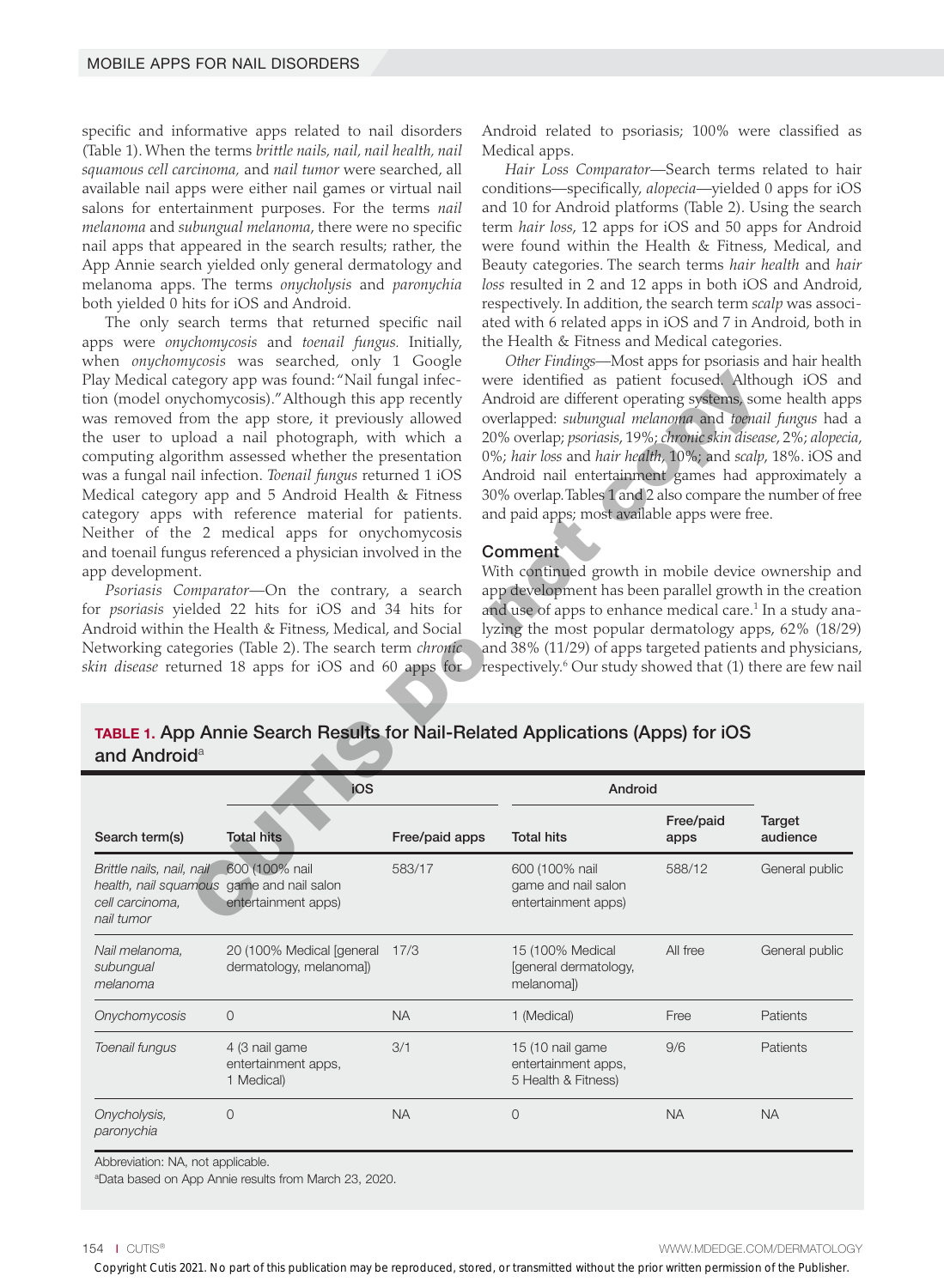specific and informative apps related to nail disorders (Table 1). When the terms *brittle nails, nail, nail health, nail squamous cell carcinoma,* and *nail tumor* were searched, all available nail apps were either nail games or virtual nail salons for entertainment purposes. For the terms *nail melanoma* and *subungual melanoma*, there were no specific nail apps that appeared in the search results; rather, the App Annie search yielded only general dermatology and melanoma apps. The terms *onycholysis* and *paronychia* both yielded 0 hits for iOS and Android.

The only search terms that returned specific nail apps were *onychomycosis* and *toenail fungus.* Initially, when *onychomycosis* was searched, only 1 Google Play Medical category app was found: "Nail fungal infection (model onychomycosis)." Although this app recently was removed from the app store, it previously allowed the user to upload a nail photograph, with which a computing algorithm assessed whether the presentation was a fungal nail infection. *Toenail fungus* returned 1 iOS Medical category app and 5 Android Health & Fitness category apps with reference material for patients. Neither of the 2 medical apps for onychomycosis and toenail fungus referenced a physician involved in the app development.

*Psoriasis Comparator*—On the contrary, a search for *psoriasis* yielded 22 hits for iOS and 34 hits for Android within the Health & Fitness, Medical, and Social Networking categories (Table 2). The search term *chronic skin disease* returned 18 apps for iOS and 60 apps for Android related to psoriasis; 100% were classified as Medical apps.

*Hair Loss Comparator*—Search terms related to hair conditions—specifically, *alopecia*—yielded 0 apps for iOS and 10 for Android platforms (Table 2). Using the search term *hair loss*, 12 apps for iOS and 50 apps for Android were found within the Health & Fitness, Medical, and Beauty categories. The search terms *hair health* and *hair loss* resulted in 2 and 12 apps in both iOS and Android, respectively. In addition, the search term *scalp* was associated with 6 related apps in iOS and 7 in Android, both in the Health & Fitness and Medical categories.

*Other Findings*—Most apps for psoriasis and hair health were identified as patient focused. Although iOS and Android are different operating systems, some health apps overlapped: *subungual melanoma* and *toenail fungus* had a 20% overlap; *psoriasis*, 19%; *chronic skin disease*, 2%; *alopecia*, 0%; *hair loss* and *hair health*, 10%; and *scalp*, 18%. iOS and Android nail entertainment games had approximately a 30% overlap. Tables 1 and 2 also compare the number of free and paid apps; most available apps were free.

## Comment

With continued growth in mobile device ownership and app development has been parallel growth in the creation and use of apps to enhance medical care.[1] In a study analyzing the most popular dermatology apps, 62% (18/29) and 38% (11/29) of apps targeted patients and physicians, respectively.[6] Our study showed that (1) there are few nail

**TABLE 1.** App Annie Search Results for Nail-Related Applications (Apps) for iOS and Android[a]

| | iOS | | Android | | |
|---|---|---|---|---|---|
| Search term(s) | Total hits | Free/paid apps | Total hits | Free/paid apps | Target audience |
| *Brittle nails, nail, nail health, nail squamous cell carcinoma, nail tumor* | 600 (100% nail game and nail salon entertainment apps) | 583/17 | 600 (100% nail game and nail salon entertainment apps) | 588/12 | General public |
| *Nail melanoma, subungual melanoma* | 20 (100% Medical [general dermatology, melanoma]) | 17/3 | 15 (100% Medical [general dermatology, melanoma]) | All free | General public |
| *Onychomycosis* | 0 | NA | 1 (Medical) | Free | Patients |
| *Toenail fungus* | 4 (3 nail game entertainment apps, 1 Medical) | 3/1 | 15 (10 nail game entertainment apps, 5 Health & Fitness) | 9/6 | Patients |
| *Onycholysis, paronychia* | 0 | NA | 0 | NA | NA |

Abbreviation: NA, not applicable.

[a]Data based on App Annie results from March 23, 2020.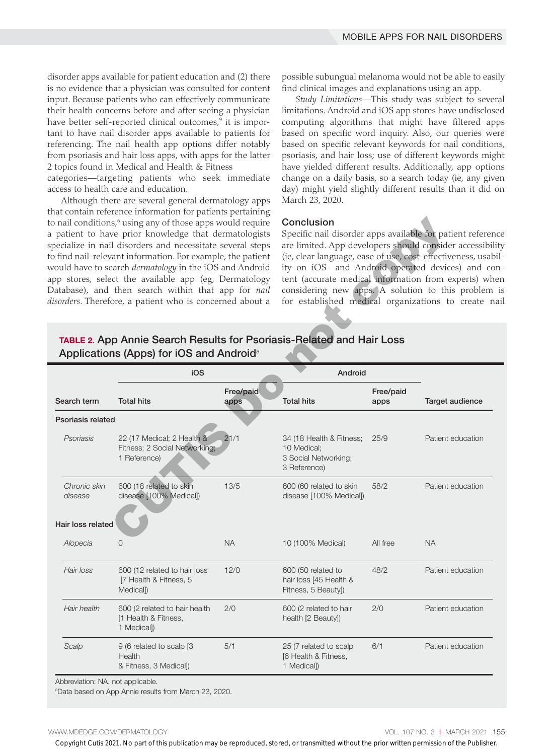disorder apps available for patient education and (2) there is no evidence that a physician was consulted for content input. Because patients who can effectively communicate their health concerns before and after seeing a physician have better self-reported clinical outcomes,[9] it is important to have nail disorder apps available to patients for referencing. The nail health app options differ notably from psoriasis and hair loss apps, with apps for the latter 2 topics found in Medical and Health & Fitness categories—targeting patients who seek immediate access to health care and education.

Although there are several general dermatology apps that contain reference information for patients pertaining to nail conditions,[6] using any of those apps would require a patient to have prior knowledge that dermatologists specialize in nail disorders and necessitate several steps to find nail-relevant information. For example, the patient would have to search *dermatology* in the iOS and Android app stores, select the available app (eg, Dermatology Database), and then search within that app for *nail disorders*. Therefore, a patient who is concerned about a possible subungual melanoma would not be able to easily find clinical images and explanations using an app.

*Study Limitations*—This study was subject to several limitations. Android and iOS app stores have undisclosed computing algorithms that might have filtered apps based on specific word inquiry. Also, our queries were based on specific relevant keywords for nail conditions, psoriasis, and hair loss; use of different keywords might have yielded different results. Additionally, app options change on a daily basis, so a search today (ie, any given day) might yield slightly different results than it did on March 23, 2020.

## Conclusion

Specific nail disorder apps available for patient reference are limited. App developers should consider accessibility (ie, clear language, ease of use, cost-effectiveness, usability on iOS- and Android-operated devices) and content (accurate medical information from experts) when considering new apps. A solution to this problem is for established medical organizations to create nail

**TABLE 2.** App Annie Search Results for Psoriasis-Related and Hair Loss Applications (Apps) for iOS and Android[a]

| | iOS | | Android | | |
|---|---|---|---|---|---|
| Search term | Total hits | Free/paid apps | Total hits | Free/paid apps | Target audience |
| **Psoriasis related** | | | | | |
| *Psoriasis* | 22 (17 Medical; 2 Health & Fitness; 2 Social Networking; 1 Reference) | 21/1 | 34 (18 Health & Fitness; 10 Medical; 3 Social Networking; 3 Reference) | 25/9 | Patient education |
| *Chronic skin disease* | 600 (18 related to skin disease [100% Medical]) | 13/5 | 600 (60 related to skin disease [100% Medical]) | 58/2 | Patient education |
| **Hair loss related** | | | | | |
| *Alopecia* | 0 | NA | 10 (100% Medical) | All free | NA |
| *Hair loss* | 600 (12 related to hair loss [7 Health & Fitness, 5 Medical]) | 12/0 | 600 (50 related to hair loss [45 Health & Fitness, 5 Beauty]) | 48/2 | Patient education |
| *Hair health* | 600 (2 related to hair health [1 Health & Fitness, 1 Medical]) | 2/0 | 600 (2 related to hair health [2 Beauty]) | 2/0 | Patient education |
| *Scalp* | 9 (6 related to scalp [3 Health & Fitness, 3 Medical]) | 5/1 | 25 (7 related to scalp [6 Health & Fitness, 1 Medical]) | 6/1 | Patient education |

Abbreviation: NA, not applicable.

[a]Data based on App Annie results from March 23, 2020.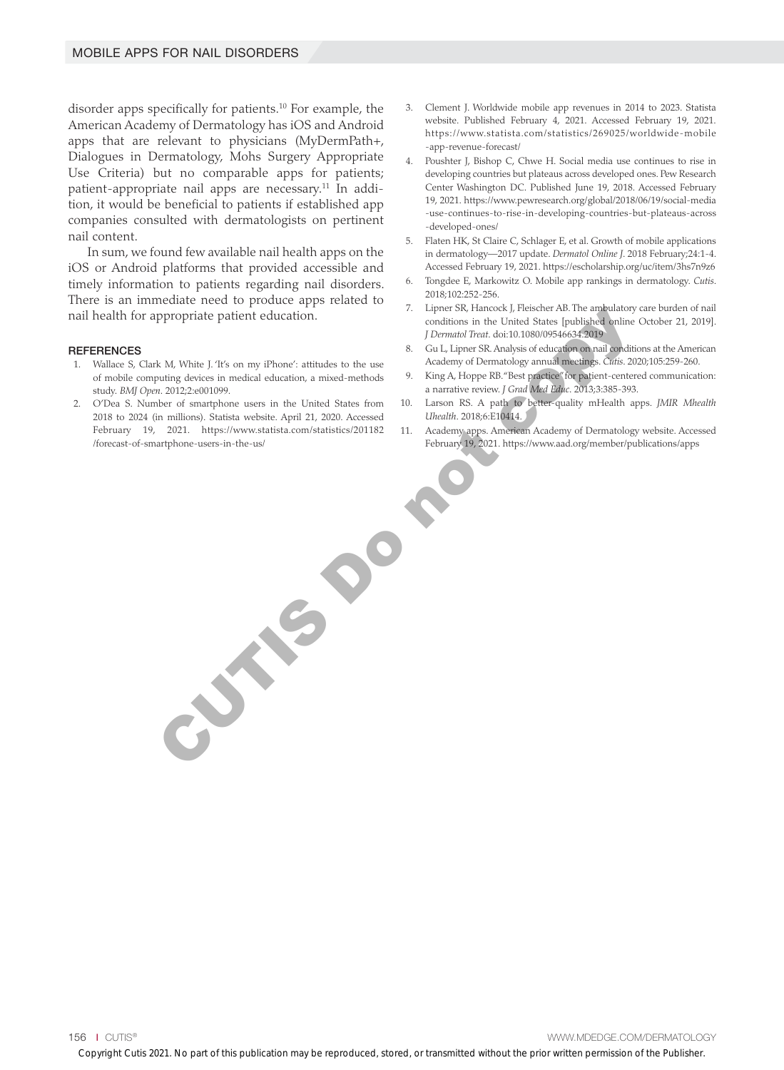disorder apps specifically for patients.[10] For example, the American Academy of Dermatology has iOS and Android apps that are relevant to physicians (MyDermPath+, Dialogues in Dermatology, Mohs Surgery Appropriate Use Criteria) but no comparable apps for patients; patient-appropriate nail apps are necessary.[11] In addition, it would be beneficial to patients if established app companies consulted with dermatologists on pertinent nail content.

In sum, we found few available nail health apps on the iOS or Android platforms that provided accessible and timely information to patients regarding nail disorders. There is an immediate need to produce apps related to nail health for appropriate patient education.

## REFERENCES

1. Wallace S, Clark M, White J. 'It's on my iPhone': attitudes to the use of mobile computing devices in medical education, a mixed-methods study. *BMJ Open*. 2012;2:e001099.
2. O'Dea S. Number of smartphone users in the United States from 2018 to 2024 (in millions). Statista website. April 21, 2020. Accessed February 19, 2021. https://www.statista.com/statistics/201182/forecast-of-smartphone-users-in-the-us/
3. Clement J. Worldwide mobile app revenues in 2014 to 2023. Statista website. Published February 4, 2021. Accessed February 19, 2021. https://www.statista.com/statistics/269025/worldwide-mobile-app-revenue-forecast/
4. Poushter J, Bishop C, Chwe H. Social media use continues to rise in developing countries but plateaus across developed ones. Pew Research Center Washington DC. Published June 19, 2018. Accessed February 19, 2021. https://www.pewresearch.org/global/2018/06/19/social-media-use-continues-to-rise-in-developing-countries-but-plateaus-across-developed-ones/
5. Flaten HK, St Claire C, Schlager E, et al. Growth of mobile applications in dermatology—2017 update. *Dermatol Online J*. 2018 February;24:1-4. Accessed February 19, 2021. https://escholarship.org/uc/item/3hs7n9z6
6. Tongdee E, Markowitz O. Mobile app rankings in dermatology. *Cutis*. 2018;102:252-256.
7. Lipner SR, Hancock J, Fleischer AB. The ambulatory care burden of nail conditions in the United States [published online October 21, 2019]. *J Dermatol Treat*. doi:10.1080/09546634.2019
8. Gu L, Lipner SR. Analysis of education on nail conditions at the American Academy of Dermatology annual meetings. *Cutis*. 2020;105:259-260.
9. King A, Hoppe RB. "Best practice" for patient-centered communication: a narrative review. *J Grad Med Educ*. 2013;3:385-393.
10. Larson RS. A path to better-quality mHealth apps. *JMIR Mhealth Uhealth*. 2018;6:E10414.
11. Academy apps. American Academy of Dermatology website. Accessed February 19, 2021. https://www.aad.org/member/publications/apps